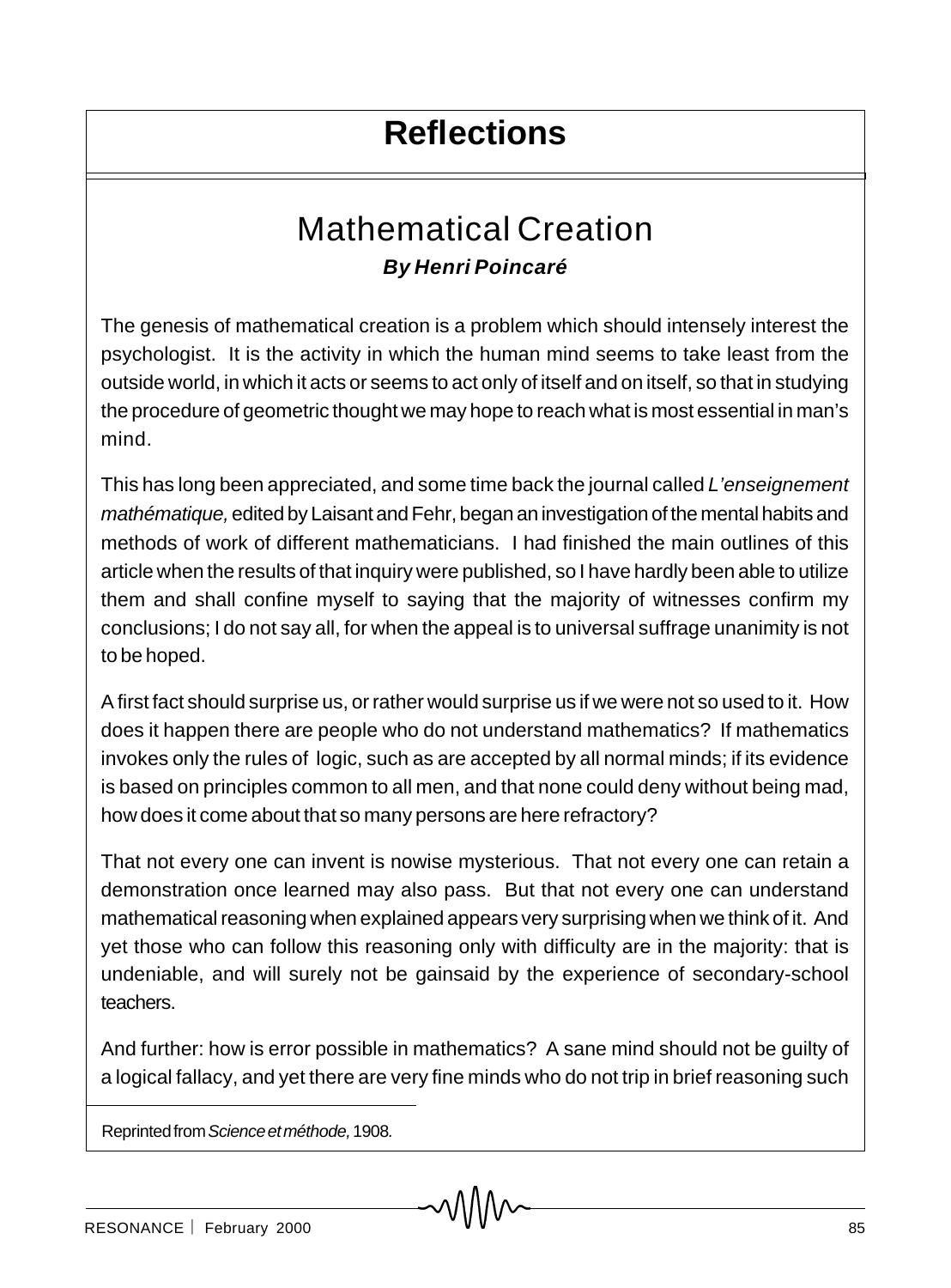# Reflections

## Mathematical Creation

***By Henri Poincaré***

The genesis of mathematical creation is a problem which should intensely interest the psychologist. It is the activity in which the human mind seems to take least from the outside world, in which it acts or seems to act only of itself and on itself, so that in studying the procedure of geometric thought we may hope to reach what is most essential in man's mind.

This has long been appreciated, and some time back the journal called *L'enseignement mathématique,* edited by Laisant and Fehr, began an investigation of the mental habits and methods of work of different mathematicians. I had finished the main outlines of this article when the results of that inquiry were published, so I have hardly been able to utilize them and shall confine myself to saying that the majority of witnesses confirm my conclusions; I do not say all, for when the appeal is to universal suffrage unanimity is not to be hoped.

A first fact should surprise us, or rather would surprise us if we were not so used to it. How does it happen there are people who do not understand mathematics? If mathematics invokes only the rules of logic, such as are accepted by all normal minds; if its evidence is based on principles common to all men, and that none could deny without being mad, how does it come about that so many persons are here refractory?

That not every one can invent is nowise mysterious. That not every one can retain a demonstration once learned may also pass. But that not every one can understand mathematical reasoning when explained appears very surprising when we think of it. And yet those who can follow this reasoning only with difficulty are in the majority: that is undeniable, and will surely not be gainsaid by the experience of secondary-school teachers.

And further: how is error possible in mathematics? A sane mind should not be guilty of a logical fallacy, and yet there are very fine minds who do not trip in brief reasoning such

Reprinted from *Science et méthode,* 1908.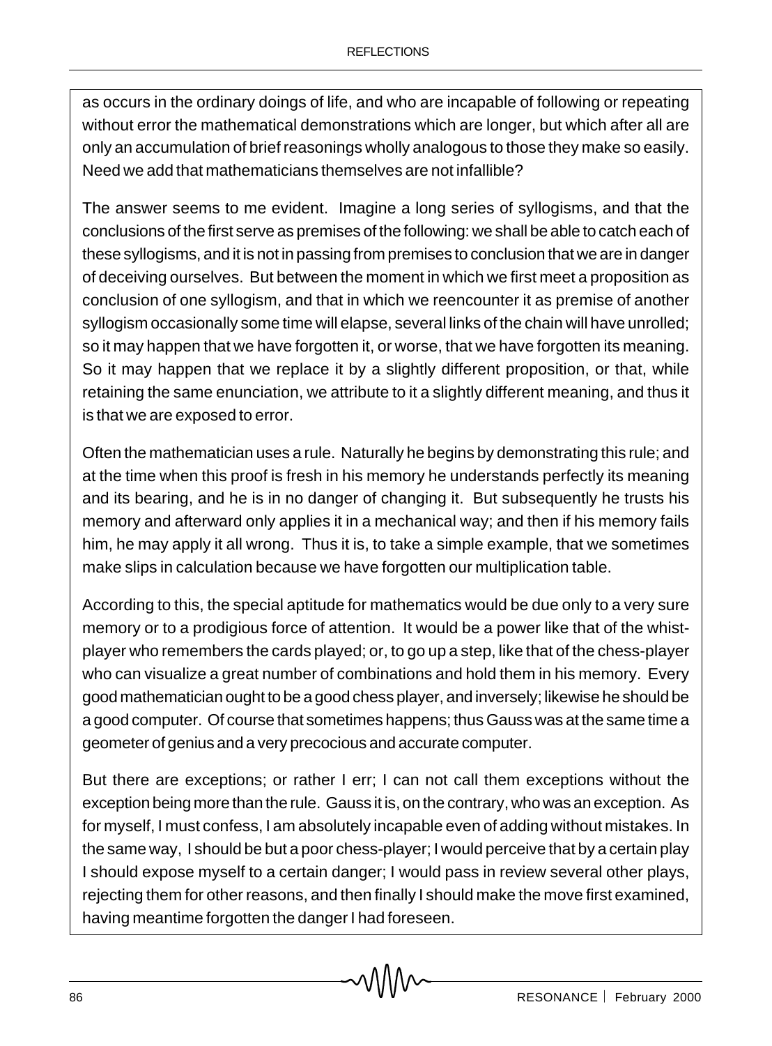as occurs in the ordinary doings of life, and who are incapable of following or repeating without error the mathematical demonstrations which are longer, but which after all are only an accumulation of brief reasonings wholly analogous to those they make so easily. Need we add that mathematicians themselves are not infallible?

The answer seems to me evident. Imagine a long series of syllogisms, and that the conclusions of the first serve as premises of the following: we shall be able to catch each of these syllogisms, and it is not in passing from premises to conclusion that we are in danger of deceiving ourselves. But between the moment in which we first meet a proposition as conclusion of one syllogism, and that in which we reencounter it as premise of another syllogism occasionally some time will elapse, several links of the chain will have unrolled; so it may happen that we have forgotten it, or worse, that we have forgotten its meaning. So it may happen that we replace it by a slightly different proposition, or that, while retaining the same enunciation, we attribute to it a slightly different meaning, and thus it is that we are exposed to error.

Often the mathematician uses a rule. Naturally he begins by demonstrating this rule; and at the time when this proof is fresh in his memory he understands perfectly its meaning and its bearing, and he is in no danger of changing it. But subsequently he trusts his memory and afterward only applies it in a mechanical way; and then if his memory fails him, he may apply it all wrong. Thus it is, to take a simple example, that we sometimes make slips in calculation because we have forgotten our multiplication table.

According to this, the special aptitude for mathematics would be due only to a very sure memory or to a prodigious force of attention. It would be a power like that of the whist-player who remembers the cards played; or, to go up a step, like that of the chess-player who can visualize a great number of combinations and hold them in his memory. Every good mathematician ought to be a good chess player, and inversely; likewise he should be a good computer. Of course that sometimes happens; thus Gauss was at the same time a geometer of genius and a very precocious and accurate computer.

But there are exceptions; or rather I err; I can not call them exceptions without the exception being more than the rule. Gauss it is, on the contrary, who was an exception. As for myself, I must confess, I am absolutely incapable even of adding without mistakes. In the same way, I should be but a poor chess-player; I would perceive that by a certain play I should expose myself to a certain danger; I would pass in review several other plays, rejecting them for other reasons, and then finally I should make the move first examined, having meantime forgotten the danger I had foreseen.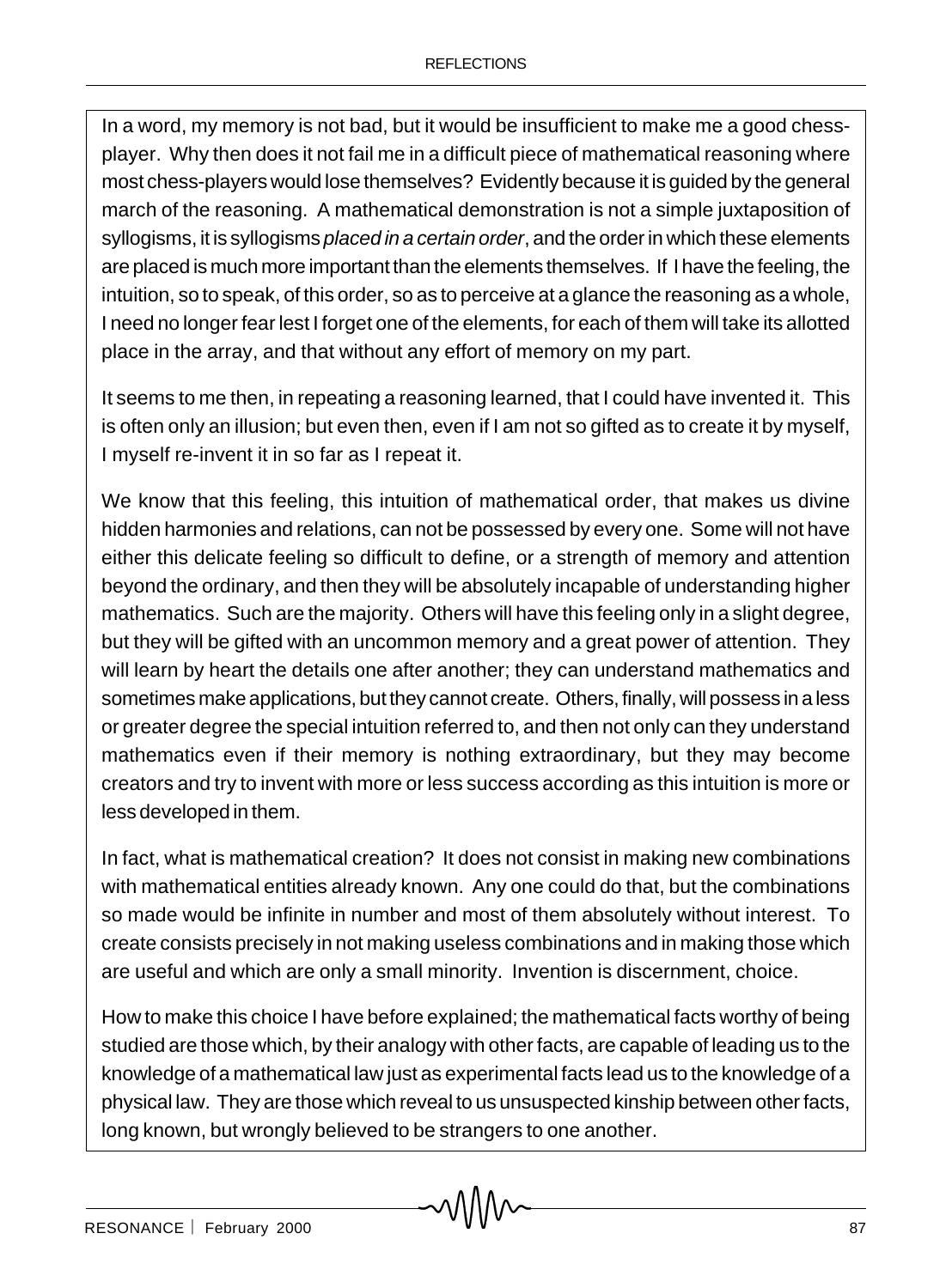In a word, my memory is not bad, but it would be insufficient to make me a good chess-player. Why then does it not fail me in a difficult piece of mathematical reasoning where most chess-players would lose themselves? Evidently because it is guided by the general march of the reasoning. A mathematical demonstration is not a simple juxtaposition of syllogisms, it is syllogisms *placed in a certain order*, and the order in which these elements are placed is much more important than the elements themselves. If I have the feeling, the intuition, so to speak, of this order, so as to perceive at a glance the reasoning as a whole, I need no longer fear lest I forget one of the elements, for each of them will take its allotted place in the array, and that without any effort of memory on my part.

It seems to me then, in repeating a reasoning learned, that I could have invented it. This is often only an illusion; but even then, even if I am not so gifted as to create it by myself, I myself re-invent it in so far as I repeat it.

We know that this feeling, this intuition of mathematical order, that makes us divine hidden harmonies and relations, can not be possessed by every one. Some will not have either this delicate feeling so difficult to define, or a strength of memory and attention beyond the ordinary, and then they will be absolutely incapable of understanding higher mathematics. Such are the majority. Others will have this feeling only in a slight degree, but they will be gifted with an uncommon memory and a great power of attention. They will learn by heart the details one after another; they can understand mathematics and sometimes make applications, but they cannot create. Others, finally, will possess in a less or greater degree the special intuition referred to, and then not only can they understand mathematics even if their memory is nothing extraordinary, but they may become creators and try to invent with more or less success according as this intuition is more or less developed in them.

In fact, what is mathematical creation? It does not consist in making new combinations with mathematical entities already known. Any one could do that, but the combinations so made would be infinite in number and most of them absolutely without interest. To create consists precisely in not making useless combinations and in making those which are useful and which are only a small minority. Invention is discernment, choice.

How to make this choice I have before explained; the mathematical facts worthy of being studied are those which, by their analogy with other facts, are capable of leading us to the knowledge of a mathematical law just as experimental facts lead us to the knowledge of a physical law. They are those which reveal to us unsuspected kinship between other facts, long known, but wrongly believed to be strangers to one another.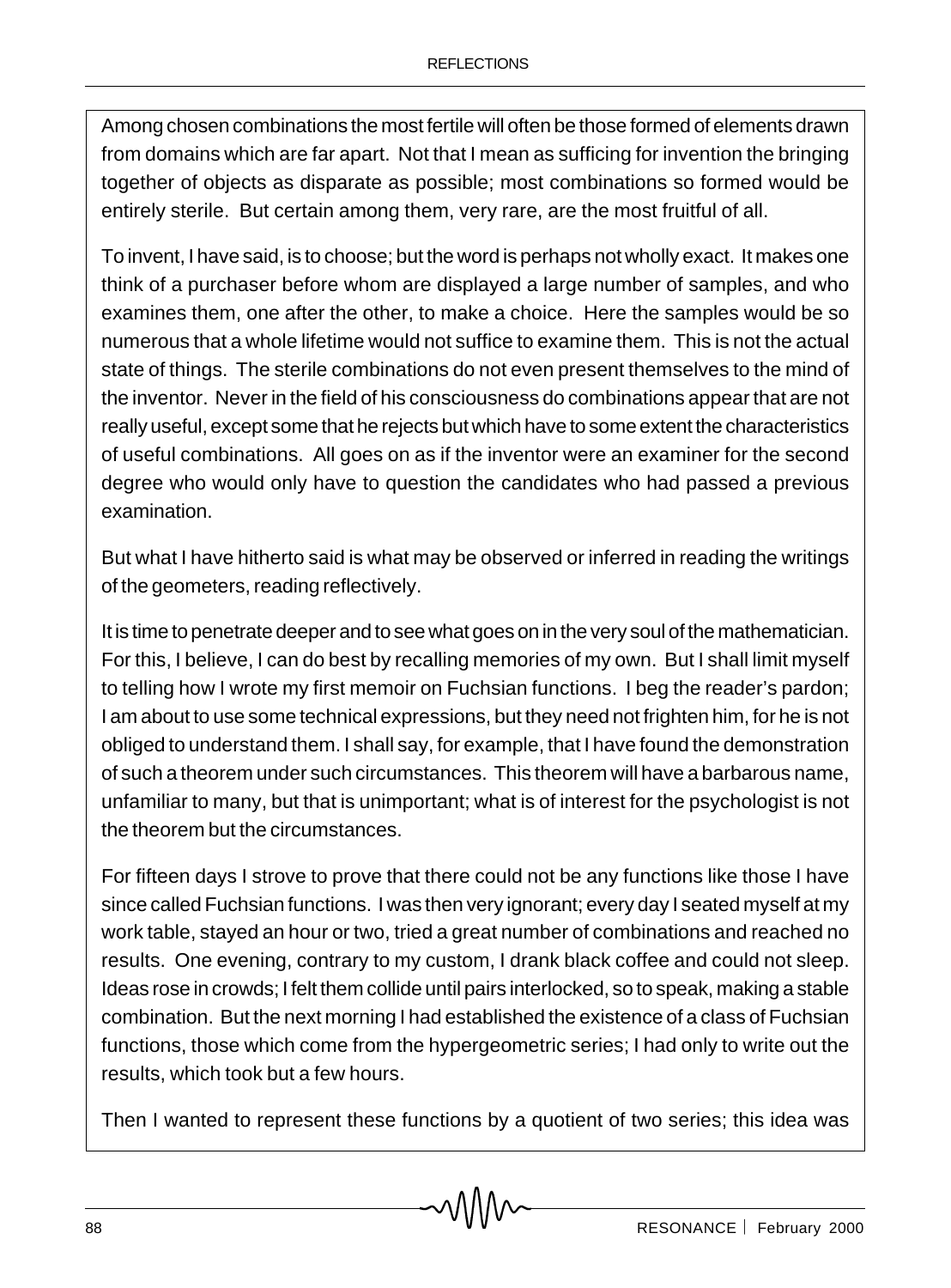Among chosen combinations the most fertile will often be those formed of elements drawn from domains which are far apart. Not that I mean as sufficing for invention the bringing together of objects as disparate as possible; most combinations so formed would be entirely sterile. But certain among them, very rare, are the most fruitful of all.

To invent, I have said, is to choose; but the word is perhaps not wholly exact. It makes one think of a purchaser before whom are displayed a large number of samples, and who examines them, one after the other, to make a choice. Here the samples would be so numerous that a whole lifetime would not suffice to examine them. This is not the actual state of things. The sterile combinations do not even present themselves to the mind of the inventor. Never in the field of his consciousness do combinations appear that are not really useful, except some that he rejects but which have to some extent the characteristics of useful combinations. All goes on as if the inventor were an examiner for the second degree who would only have to question the candidates who had passed a previous examination.

But what I have hitherto said is what may be observed or inferred in reading the writings of the geometers, reading reflectively.

It is time to penetrate deeper and to see what goes on in the very soul of the mathematician. For this, I believe, I can do best by recalling memories of my own. But I shall limit myself to telling how I wrote my first memoir on Fuchsian functions. I beg the reader's pardon; I am about to use some technical expressions, but they need not frighten him, for he is not obliged to understand them. I shall say, for example, that I have found the demonstration of such a theorem under such circumstances. This theorem will have a barbarous name, unfamiliar to many, but that is unimportant; what is of interest for the psychologist is not the theorem but the circumstances.

For fifteen days I strove to prove that there could not be any functions like those I have since called Fuchsian functions. I was then very ignorant; every day I seated myself at my work table, stayed an hour or two, tried a great number of combinations and reached no results. One evening, contrary to my custom, I drank black coffee and could not sleep. Ideas rose in crowds; I felt them collide until pairs interlocked, so to speak, making a stable combination. But the next morning I had established the existence of a class of Fuchsian functions, those which come from the hypergeometric series; I had only to write out the results, which took but a few hours.

Then I wanted to represent these functions by a quotient of two series; this idea was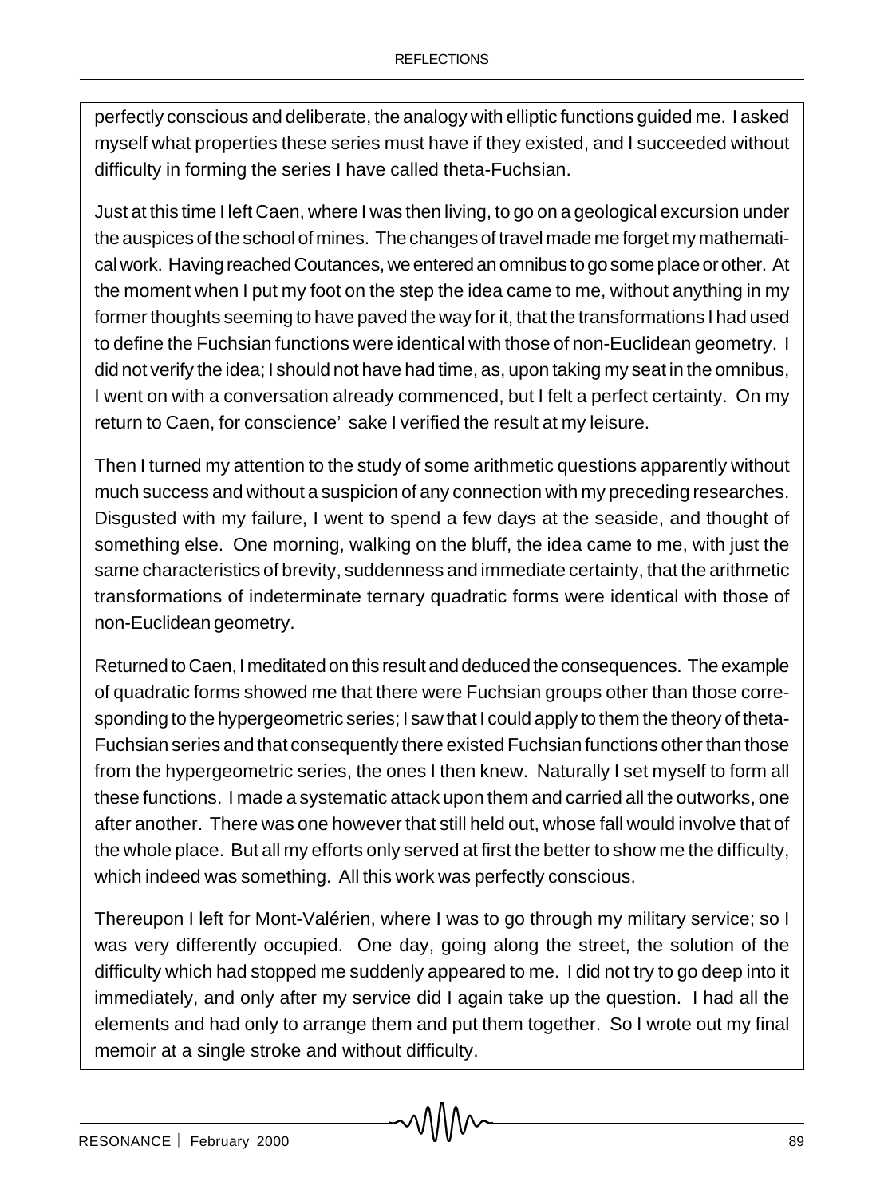perfectly conscious and deliberate, the analogy with elliptic functions guided me. I asked myself what properties these series must have if they existed, and I succeeded without difficulty in forming the series I have called theta-Fuchsian.

Just at this time I left Caen, where I was then living, to go on a geological excursion under the auspices of the school of mines. The changes of travel made me forget my mathematical work. Having reached Coutances, we entered an omnibus to go some place or other. At the moment when I put my foot on the step the idea came to me, without anything in my former thoughts seeming to have paved the way for it, that the transformations I had used to define the Fuchsian functions were identical with those of non-Euclidean geometry. I did not verify the idea; I should not have had time, as, upon taking my seat in the omnibus, I went on with a conversation already commenced, but I felt a perfect certainty. On my return to Caen, for conscience' sake I verified the result at my leisure.

Then I turned my attention to the study of some arithmetic questions apparently without much success and without a suspicion of any connection with my preceding researches. Disgusted with my failure, I went to spend a few days at the seaside, and thought of something else. One morning, walking on the bluff, the idea came to me, with just the same characteristics of brevity, suddenness and immediate certainty, that the arithmetic transformations of indeterminate ternary quadratic forms were identical with those of non-Euclidean geometry.

Returned to Caen, I meditated on this result and deduced the consequences. The example of quadratic forms showed me that there were Fuchsian groups other than those corresponding to the hypergeometric series; I saw that I could apply to them the theory of theta-Fuchsian series and that consequently there existed Fuchsian functions other than those from the hypergeometric series, the ones I then knew. Naturally I set myself to form all these functions. I made a systematic attack upon them and carried all the outworks, one after another. There was one however that still held out, whose fall would involve that of the whole place. But all my efforts only served at first the better to show me the difficulty, which indeed was something. All this work was perfectly conscious.

Thereupon I left for Mont-Valérien, where I was to go through my military service; so I was very differently occupied. One day, going along the street, the solution of the difficulty which had stopped me suddenly appeared to me. I did not try to go deep into it immediately, and only after my service did I again take up the question. I had all the elements and had only to arrange them and put them together. So I wrote out my final memoir at a single stroke and without difficulty.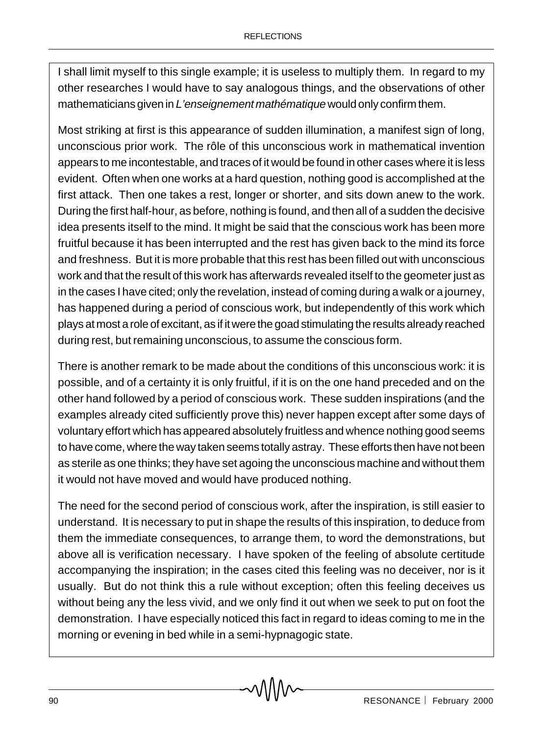I shall limit myself to this single example; it is useless to multiply them. In regard to my other researches I would have to say analogous things, and the observations of other mathematicians given in *L'enseignement mathématique* would only confirm them.

Most striking at first is this appearance of sudden illumination, a manifest sign of long, unconscious prior work. The rôle of this unconscious work in mathematical invention appears to me incontestable, and traces of it would be found in other cases where it is less evident. Often when one works at a hard question, nothing good is accomplished at the first attack. Then one takes a rest, longer or shorter, and sits down anew to the work. During the first half-hour, as before, nothing is found, and then all of a sudden the decisive idea presents itself to the mind. It might be said that the conscious work has been more fruitful because it has been interrupted and the rest has given back to the mind its force and freshness. But it is more probable that this rest has been filled out with unconscious work and that the result of this work has afterwards revealed itself to the geometer just as in the cases I have cited; only the revelation, instead of coming during a walk or a journey, has happened during a period of conscious work, but independently of this work which plays at most a role of excitant, as if it were the goad stimulating the results already reached during rest, but remaining unconscious, to assume the conscious form.

There is another remark to be made about the conditions of this unconscious work: it is possible, and of a certainty it is only fruitful, if it is on the one hand preceded and on the other hand followed by a period of conscious work. These sudden inspirations (and the examples already cited sufficiently prove this) never happen except after some days of voluntary effort which has appeared absolutely fruitless and whence nothing good seems to have come, where the way taken seems totally astray. These efforts then have not been as sterile as one thinks; they have set agoing the unconscious machine and without them it would not have moved and would have produced nothing.

The need for the second period of conscious work, after the inspiration, is still easier to understand. It is necessary to put in shape the results of this inspiration, to deduce from them the immediate consequences, to arrange them, to word the demonstrations, but above all is verification necessary. I have spoken of the feeling of absolute certitude accompanying the inspiration; in the cases cited this feeling was no deceiver, nor is it usually. But do not think this a rule without exception; often this feeling deceives us without being any the less vivid, and we only find it out when we seek to put on foot the demonstration. I have especially noticed this fact in regard to ideas coming to me in the morning or evening in bed while in a semi-hypnagogic state.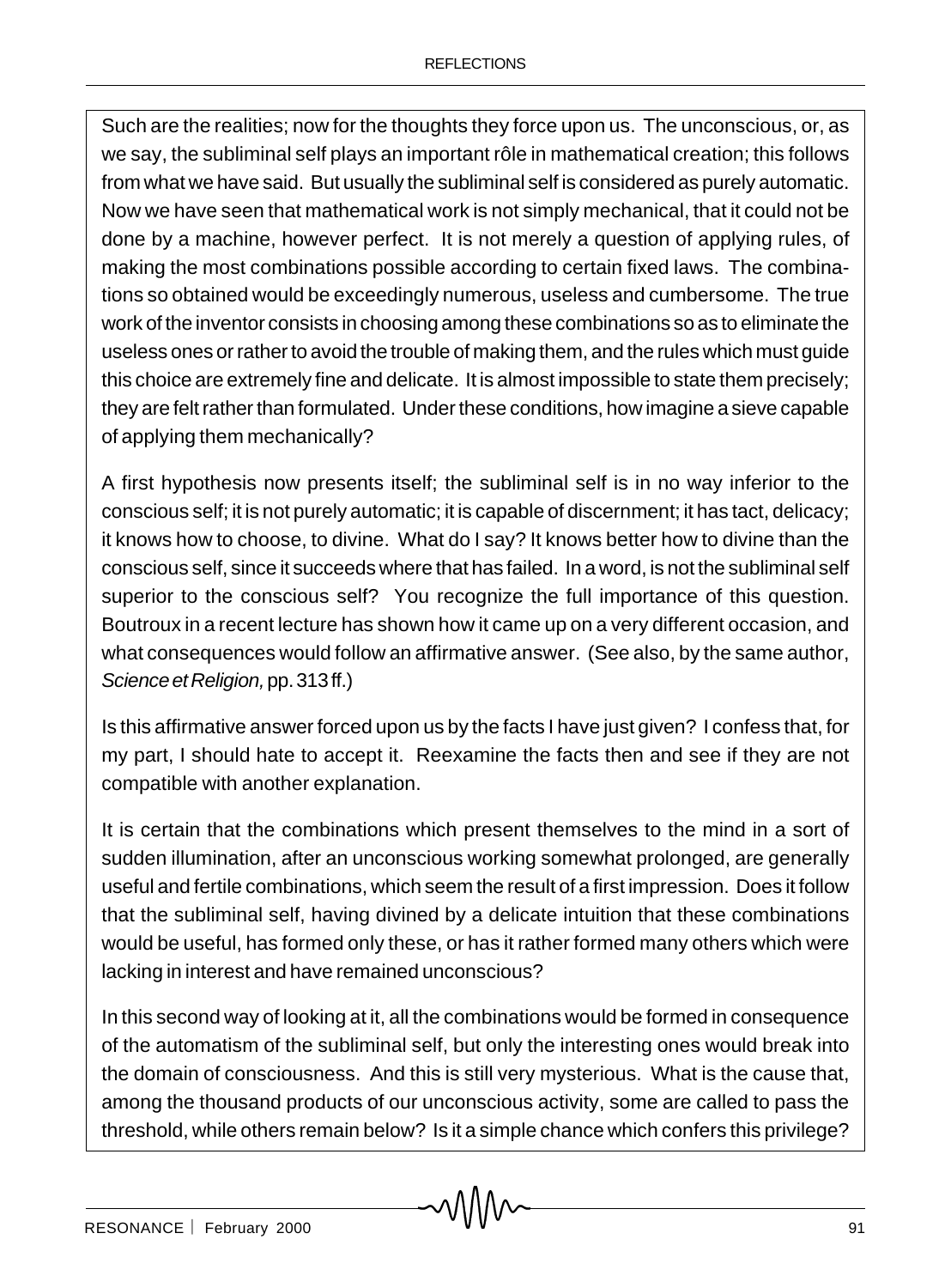Such are the realities; now for the thoughts they force upon us. The unconscious, or, as we say, the subliminal self plays an important rôle in mathematical creation; this follows from what we have said. But usually the subliminal self is considered as purely automatic. Now we have seen that mathematical work is not simply mechanical, that it could not be done by a machine, however perfect. It is not merely a question of applying rules, of making the most combinations possible according to certain fixed laws. The combinations so obtained would be exceedingly numerous, useless and cumbersome. The true work of the inventor consists in choosing among these combinations so as to eliminate the useless ones or rather to avoid the trouble of making them, and the rules which must guide this choice are extremely fine and delicate. It is almost impossible to state them precisely; they are felt rather than formulated. Under these conditions, how imagine a sieve capable of applying them mechanically?

A first hypothesis now presents itself; the subliminal self is in no way inferior to the conscious self; it is not purely automatic; it is capable of discernment; it has tact, delicacy; it knows how to choose, to divine. What do I say? It knows better how to divine than the conscious self, since it succeeds where that has failed. In a word, is not the subliminal self superior to the conscious self? You recognize the full importance of this question. Boutroux in a recent lecture has shown how it came up on a very different occasion, and what consequences would follow an affirmative answer. (See also, by the same author, *Science et Religion,* pp. 313 ff.)

Is this affirmative answer forced upon us by the facts I have just given? I confess that, for my part, I should hate to accept it. Reexamine the facts then and see if they are not compatible with another explanation.

It is certain that the combinations which present themselves to the mind in a sort of sudden illumination, after an unconscious working somewhat prolonged, are generally useful and fertile combinations, which seem the result of a first impression. Does it follow that the subliminal self, having divined by a delicate intuition that these combinations would be useful, has formed only these, or has it rather formed many others which were lacking in interest and have remained unconscious?

In this second way of looking at it, all the combinations would be formed in consequence of the automatism of the subliminal self, but only the interesting ones would break into the domain of consciousness. And this is still very mysterious. What is the cause that, among the thousand products of our unconscious activity, some are called to pass the threshold, while others remain below? Is it a simple chance which confers this privilege?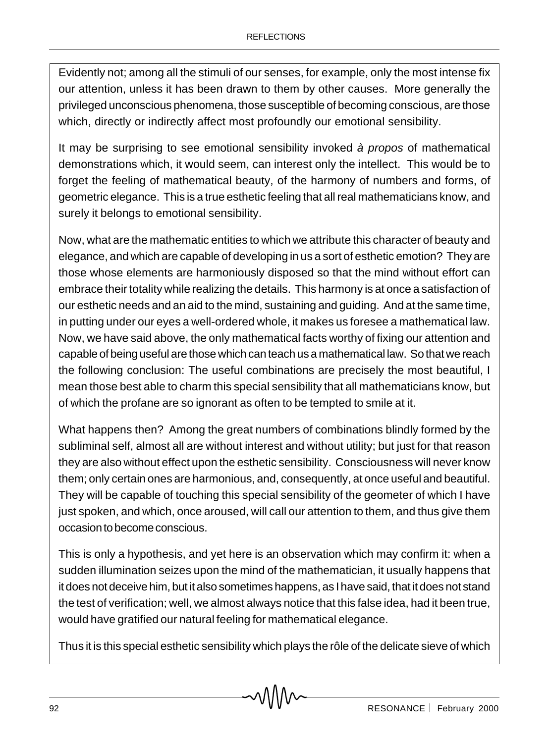Evidently not; among all the stimuli of our senses, for example, only the most intense fix our attention, unless it has been drawn to them by other causes. More generally the privileged unconscious phenomena, those susceptible of becoming conscious, are those which, directly or indirectly affect most profoundly our emotional sensibility.

It may be surprising to see emotional sensibility invoked *à propos* of mathematical demonstrations which, it would seem, can interest only the intellect. This would be to forget the feeling of mathematical beauty, of the harmony of numbers and forms, of geometric elegance. This is a true esthetic feeling that all real mathematicians know, and surely it belongs to emotional sensibility.

Now, what are the mathematic entities to which we attribute this character of beauty and elegance, and which are capable of developing in us a sort of esthetic emotion? They are those whose elements are harmoniously disposed so that the mind without effort can embrace their totality while realizing the details. This harmony is at once a satisfaction of our esthetic needs and an aid to the mind, sustaining and guiding. And at the same time, in putting under our eyes a well-ordered whole, it makes us foresee a mathematical law. Now, we have said above, the only mathematical facts worthy of fixing our attention and capable of being useful are those which can teach us a mathematical law. So that we reach the following conclusion: The useful combinations are precisely the most beautiful, I mean those best able to charm this special sensibility that all mathematicians know, but of which the profane are so ignorant as often to be tempted to smile at it.

What happens then? Among the great numbers of combinations blindly formed by the subliminal self, almost all are without interest and without utility; but just for that reason they are also without effect upon the esthetic sensibility. Consciousness will never know them; only certain ones are harmonious, and, consequently, at once useful and beautiful. They will be capable of touching this special sensibility of the geometer of which I have just spoken, and which, once aroused, will call our attention to them, and thus give them occasion to become conscious.

This is only a hypothesis, and yet here is an observation which may confirm it: when a sudden illumination seizes upon the mind of the mathematician, it usually happens that it does not deceive him, but it also sometimes happens, as I have said, that it does not stand the test of verification; well, we almost always notice that this false idea, had it been true, would have gratified our natural feeling for mathematical elegance.

Thus it is this special esthetic sensibility which plays the rôle of the delicate sieve of which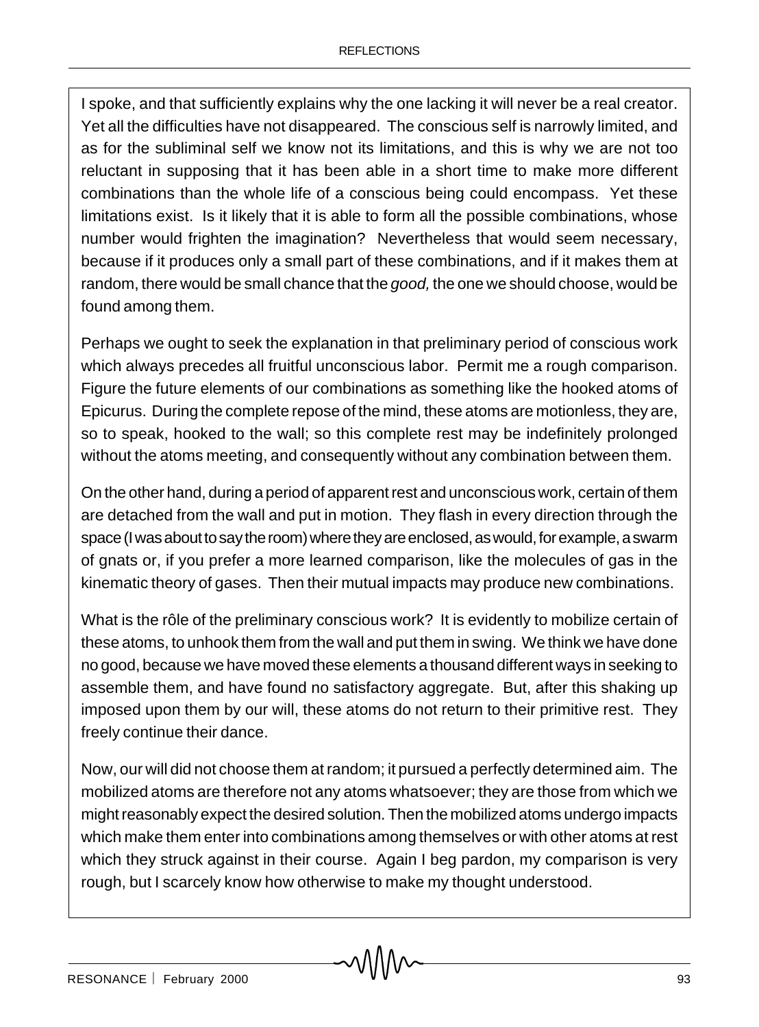I spoke, and that sufficiently explains why the one lacking it will never be a real creator. Yet all the difficulties have not disappeared. The conscious self is narrowly limited, and as for the subliminal self we know not its limitations, and this is why we are not too reluctant in supposing that it has been able in a short time to make more different combinations than the whole life of a conscious being could encompass. Yet these limitations exist. Is it likely that it is able to form all the possible combinations, whose number would frighten the imagination? Nevertheless that would seem necessary, because if it produces only a small part of these combinations, and if it makes them at random, there would be small chance that the *good,* the one we should choose, would be found among them.

Perhaps we ought to seek the explanation in that preliminary period of conscious work which always precedes all fruitful unconscious labor. Permit me a rough comparison. Figure the future elements of our combinations as something like the hooked atoms of Epicurus. During the complete repose of the mind, these atoms are motionless, they are, so to speak, hooked to the wall; so this complete rest may be indefinitely prolonged without the atoms meeting, and consequently without any combination between them.

On the other hand, during a period of apparent rest and unconscious work, certain of them are detached from the wall and put in motion. They flash in every direction through the space (I was about to say the room) where they are enclosed, as would, for example, a swarm of gnats or, if you prefer a more learned comparison, like the molecules of gas in the kinematic theory of gases. Then their mutual impacts may produce new combinations.

What is the rôle of the preliminary conscious work? It is evidently to mobilize certain of these atoms, to unhook them from the wall and put them in swing. We think we have done no good, because we have moved these elements a thousand different ways in seeking to assemble them, and have found no satisfactory aggregate. But, after this shaking up imposed upon them by our will, these atoms do not return to their primitive rest. They freely continue their dance.

Now, our will did not choose them at random; it pursued a perfectly determined aim. The mobilized atoms are therefore not any atoms whatsoever; they are those from which we might reasonably expect the desired solution. Then the mobilized atoms undergo impacts which make them enter into combinations among themselves or with other atoms at rest which they struck against in their course. Again I beg pardon, my comparison is very rough, but I scarcely know how otherwise to make my thought understood.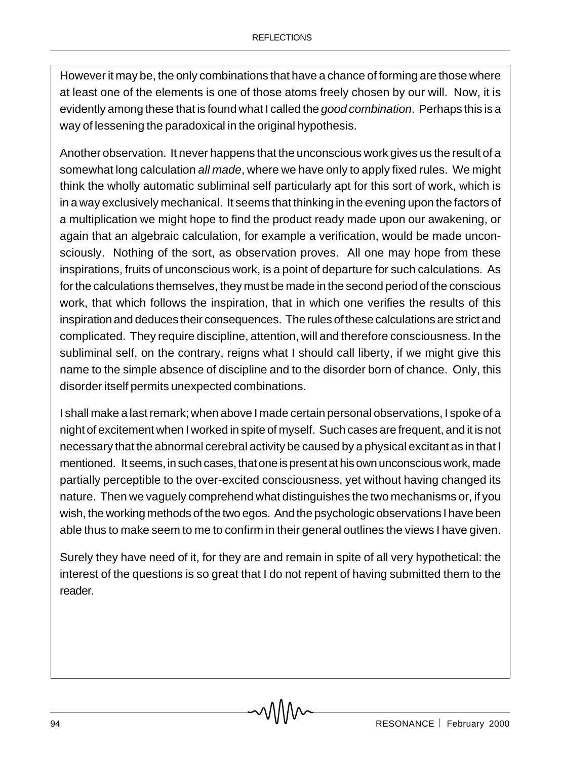However it may be, the only combinations that have a chance of forming are those where at least one of the elements is one of those atoms freely chosen by our will. Now, it is evidently among these that is found what I called the *good combination*. Perhaps this is a way of lessening the paradoxical in the original hypothesis.

Another observation. It never happens that the unconscious work gives us the result of a somewhat long calculation *all made*, where we have only to apply fixed rules. We might think the wholly automatic subliminal self particularly apt for this sort of work, which is in a way exclusively mechanical. It seems that thinking in the evening upon the factors of a multiplication we might hope to find the product ready made upon our awakening, or again that an algebraic calculation, for example a verification, would be made unconsciously. Nothing of the sort, as observation proves. All one may hope from these inspirations, fruits of unconscious work, is a point of departure for such calculations. As for the calculations themselves, they must be made in the second period of the conscious work, that which follows the inspiration, that in which one verifies the results of this inspiration and deduces their consequences. The rules of these calculations are strict and complicated. They require discipline, attention, will and therefore consciousness. In the subliminal self, on the contrary, reigns what I should call liberty, if we might give this name to the simple absence of discipline and to the disorder born of chance. Only, this disorder itself permits unexpected combinations.

I shall make a last remark; when above I made certain personal observations, I spoke of a night of excitement when I worked in spite of myself. Such cases are frequent, and it is not necessary that the abnormal cerebral activity be caused by a physical excitant as in that I mentioned. It seems, in such cases, that one is present at his own unconscious work, made partially perceptible to the over-excited consciousness, yet without having changed its nature. Then we vaguely comprehend what distinguishes the two mechanisms or, if you wish, the working methods of the two egos. And the psychologic observations I have been able thus to make seem to me to confirm in their general outlines the views I have given.

Surely they have need of it, for they are and remain in spite of all very hypothetical: the interest of the questions is so great that I do not repent of having submitted them to the reader.